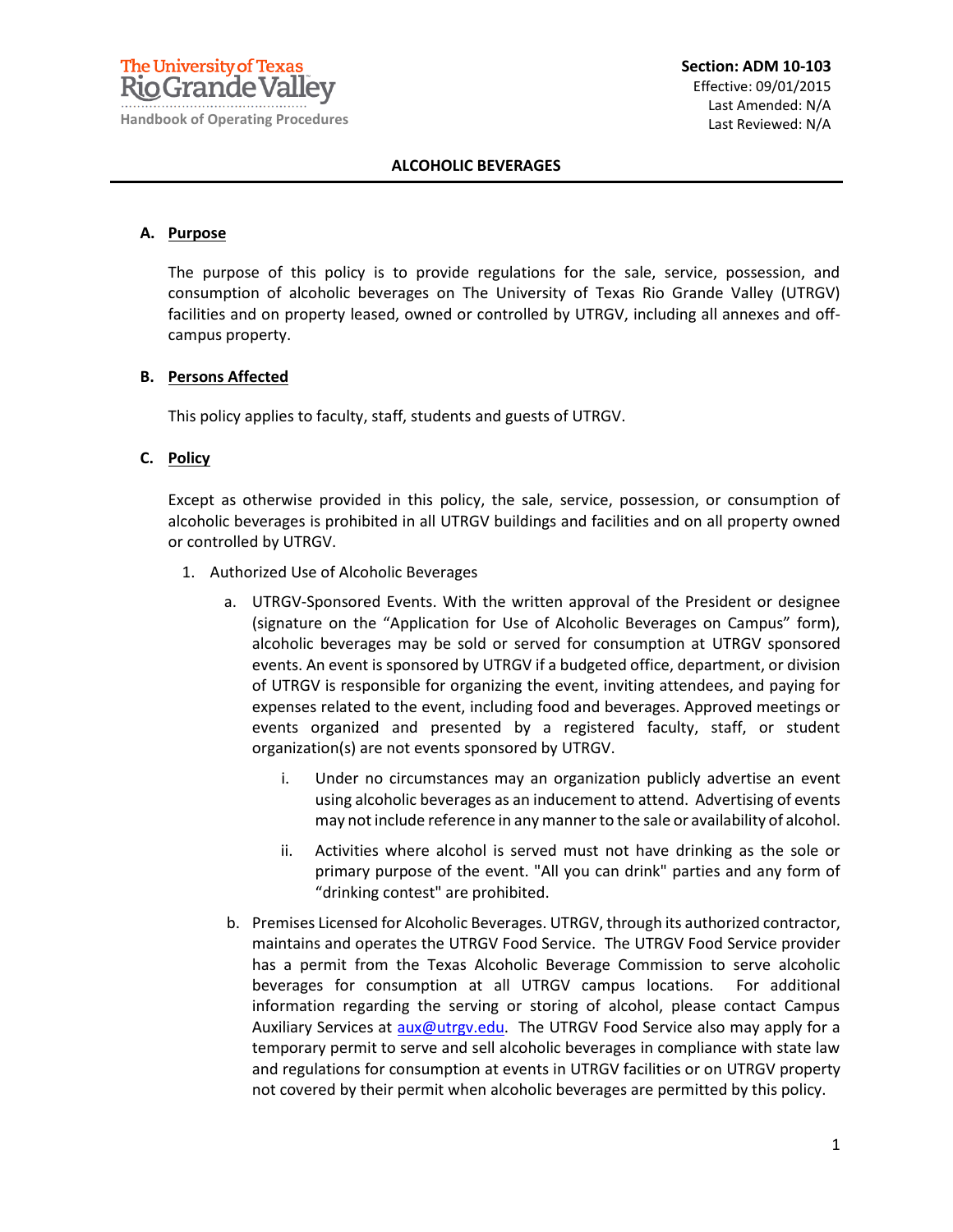The University of Texas Rio Grande Valley
Handbook of Operating Procedures

**Section: ADM 10-103**
Effective: 09/01/2015
Last Amended: N/A
Last Reviewed: N/A

# ALCOHOLIC BEVERAGES

## A. Purpose

The purpose of this policy is to provide regulations for the sale, service, possession, and consumption of alcoholic beverages on The University of Texas Rio Grande Valley (UTRGV) facilities and on property leased, owned or controlled by UTRGV, including all annexes and off-campus property.

## B. Persons Affected

This policy applies to faculty, staff, students and guests of UTRGV.

## C. Policy

Except as otherwise provided in this policy, the sale, service, possession, or consumption of alcoholic beverages is prohibited in all UTRGV buildings and facilities and on all property owned or controlled by UTRGV.

1. Authorized Use of Alcoholic Beverages

   a. UTRGV-Sponsored Events. With the written approval of the President or designee (signature on the "Application for Use of Alcoholic Beverages on Campus" form), alcoholic beverages may be sold or served for consumption at UTRGV sponsored events. An event is sponsored by UTRGV if a budgeted office, department, or division of UTRGV is responsible for organizing the event, inviting attendees, and paying for expenses related to the event, including food and beverages. Approved meetings or events organized and presented by a registered faculty, staff, or student organization(s) are not events sponsored by UTRGV.

      i. Under no circumstances may an organization publicly advertise an event using alcoholic beverages as an inducement to attend. Advertising of events may not include reference in any manner to the sale or availability of alcohol.

      ii. Activities where alcohol is served must not have drinking as the sole or primary purpose of the event. "All you can drink" parties and any form of "drinking contest" are prohibited.

   b. Premises Licensed for Alcoholic Beverages. UTRGV, through its authorized contractor, maintains and operates the UTRGV Food Service. The UTRGV Food Service provider has a permit from the Texas Alcoholic Beverage Commission to serve alcoholic beverages for consumption at all UTRGV campus locations. For additional information regarding the serving or storing of alcohol, please contact Campus Auxiliary Services at [aux@utrgv.edu](mailto:aux@utrgv.edu). The UTRGV Food Service also may apply for a temporary permit to serve and sell alcoholic beverages in compliance with state law and regulations for consumption at events in UTRGV facilities or on UTRGV property not covered by their permit when alcoholic beverages are permitted by this policy.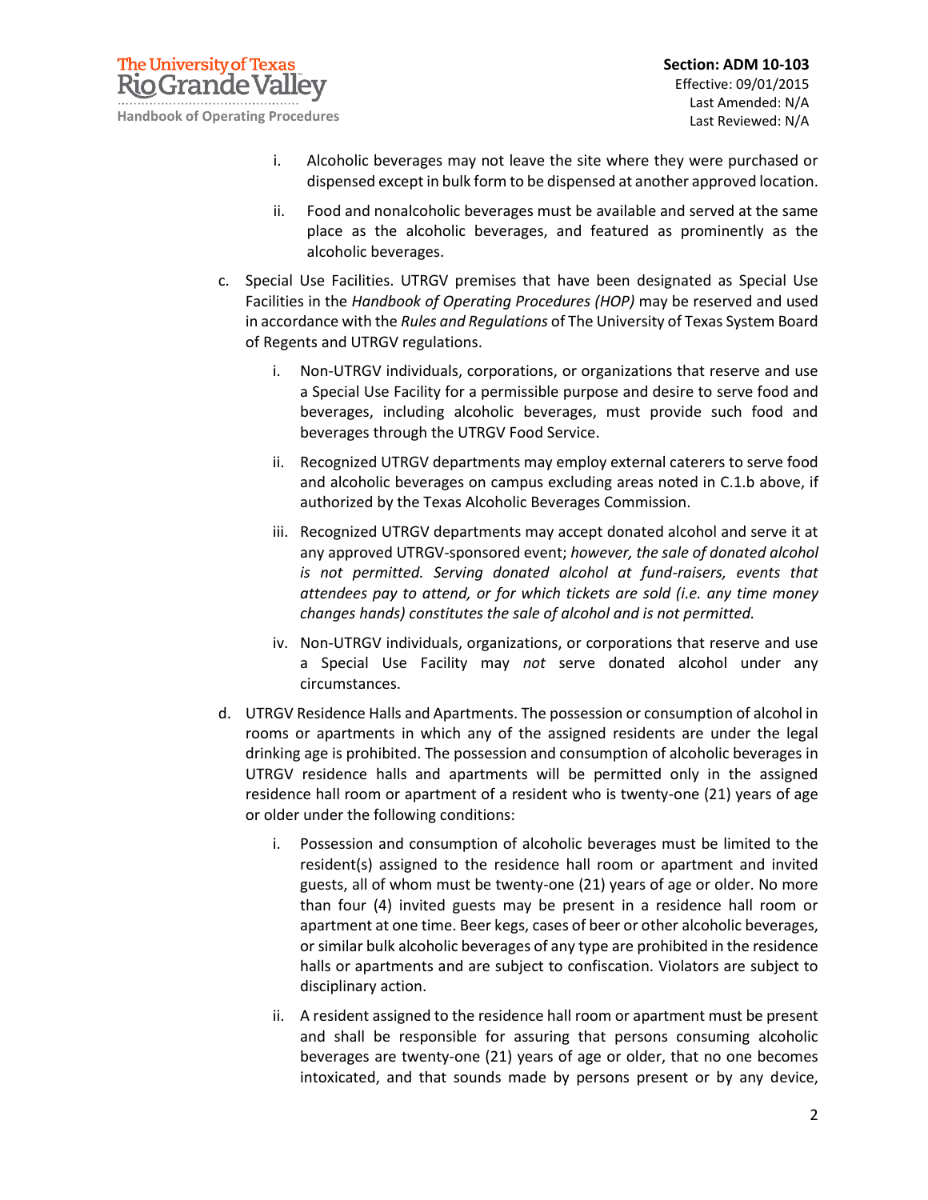i. Alcoholic beverages may not leave the site where they were purchased or dispensed except in bulk form to be dispensed at another approved location.

ii. Food and nonalcoholic beverages must be available and served at the same place as the alcoholic beverages, and featured as prominently as the alcoholic beverages.

c. Special Use Facilities. UTRGV premises that have been designated as Special Use Facilities in the *Handbook of Operating Procedures (HOP)* may be reserved and used in accordance with the *Rules and Regulations* of The University of Texas System Board of Regents and UTRGV regulations.

   i. Non-UTRGV individuals, corporations, or organizations that reserve and use a Special Use Facility for a permissible purpose and desire to serve food and beverages, including alcoholic beverages, must provide such food and beverages through the UTRGV Food Service.

   ii. Recognized UTRGV departments may employ external caterers to serve food and alcoholic beverages on campus excluding areas noted in C.1.b above, if authorized by the Texas Alcoholic Beverages Commission.

   iii. Recognized UTRGV departments may accept donated alcohol and serve it at any approved UTRGV-sponsored event; *however, the sale of donated alcohol is not permitted. Serving donated alcohol at fund-raisers, events that attendees pay to attend, or for which tickets are sold (i.e. any time money changes hands) constitutes the sale of alcohol and is not permitted.*

   iv. Non-UTRGV individuals, organizations, or corporations that reserve and use a Special Use Facility may *not* serve donated alcohol under any circumstances.

d. UTRGV Residence Halls and Apartments. The possession or consumption of alcohol in rooms or apartments in which any of the assigned residents are under the legal drinking age is prohibited. The possession and consumption of alcoholic beverages in UTRGV residence halls and apartments will be permitted only in the assigned residence hall room or apartment of a resident who is twenty-one (21) years of age or older under the following conditions:

   i. Possession and consumption of alcoholic beverages must be limited to the resident(s) assigned to the residence hall room or apartment and invited guests, all of whom must be twenty-one (21) years of age or older. No more than four (4) invited guests may be present in a residence hall room or apartment at one time. Beer kegs, cases of beer or other alcoholic beverages, or similar bulk alcoholic beverages of any type are prohibited in the residence halls or apartments and are subject to confiscation. Violators are subject to disciplinary action.

   ii. A resident assigned to the residence hall room or apartment must be present and shall be responsible for assuring that persons consuming alcoholic beverages are twenty-one (21) years of age or older, that no one becomes intoxicated, and that sounds made by persons present or by any device,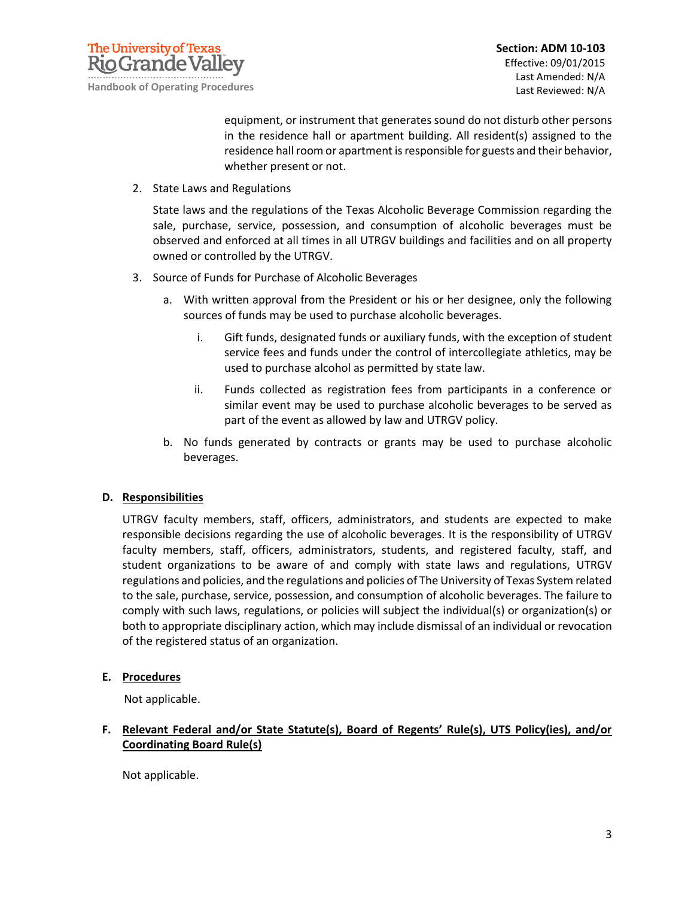equipment, or instrument that generates sound do not disturb other persons in the residence hall or apartment building. All resident(s) assigned to the residence hall room or apartment is responsible for guests and their behavior, whether present or not.

2. State Laws and Regulations

   State laws and the regulations of the Texas Alcoholic Beverage Commission regarding the sale, purchase, service, possession, and consumption of alcoholic beverages must be observed and enforced at all times in all UTRGV buildings and facilities and on all property owned or controlled by the UTRGV.

3. Source of Funds for Purchase of Alcoholic Beverages

   a. With written approval from the President or his or her designee, only the following sources of funds may be used to purchase alcoholic beverages.

      i. Gift funds, designated funds or auxiliary funds, with the exception of student service fees and funds under the control of intercollegiate athletics, may be used to purchase alcohol as permitted by state law.

      ii. Funds collected as registration fees from participants in a conference or similar event may be used to purchase alcoholic beverages to be served as part of the event as allowed by law and UTRGV policy.

   b. No funds generated by contracts or grants may be used to purchase alcoholic beverages.

## D. Responsibilities

UTRGV faculty members, staff, officers, administrators, and students are expected to make responsible decisions regarding the use of alcoholic beverages. It is the responsibility of UTRGV faculty members, staff, officers, administrators, students, and registered faculty, staff, and student organizations to be aware of and comply with state laws and regulations, UTRGV regulations and policies, and the regulations and policies of The University of Texas System related to the sale, purchase, service, possession, and consumption of alcoholic beverages. The failure to comply with such laws, regulations, or policies will subject the individual(s) or organization(s) or both to appropriate disciplinary action, which may include dismissal of an individual or revocation of the registered status of an organization.

## E. Procedures

Not applicable.

## F. Relevant Federal and/or State Statute(s), Board of Regents' Rule(s), UTS Policy(ies), and/or Coordinating Board Rule(s)

Not applicable.